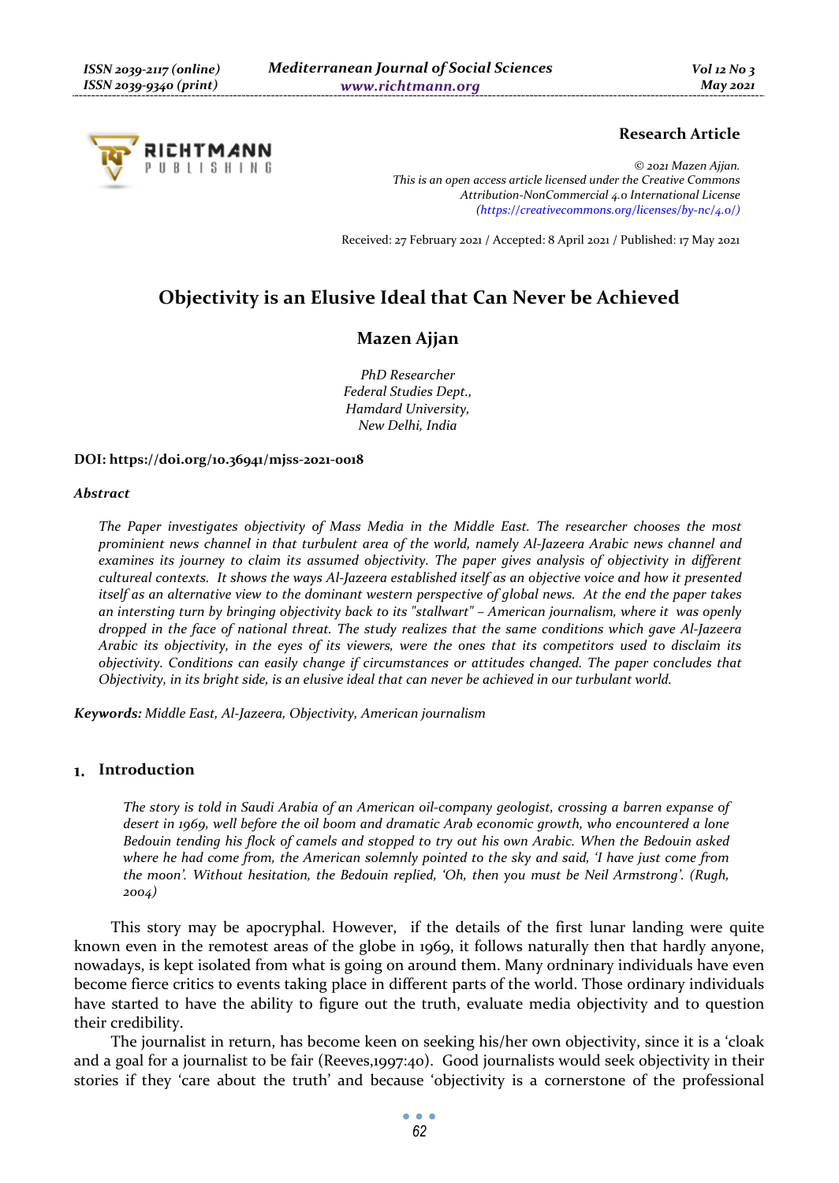**Research Article**

*© 2021 Mazen Ajjan.*
*This is an open access article licensed under the Creative Commons Attribution-NonCommercial 4.0 International License (https://creativecommons.org/licenses/by-nc/4.0/)*

Received: 27 February 2021 / Accepted: 8 April 2021 / Published: 17 May 2021

# Objectivity is an Elusive Ideal that Can Never be Achieved

## Mazen Ajjan

*PhD Researcher*
*Federal Studies Dept.,*
*Hamdard University,*
*New Delhi, India*

**DOI: https://doi.org/10.36941/mjss-2021-0018**

***Abstract***

*The Paper investigates objectivity of Mass Media in the Middle East. The researcher chooses the most prominient news channel in that turbulent area of the world, namely Al-Jazeera Arabic news channel and examines its journey to claim its assumed objectivity. The paper gives analysis of objectivity in different cultural contexts. It shows the ways Al-Jazeera established itself as an objective voice and how it presented itself as an alternative view to the dominant western perspective of global news. At the end the paper takes an intersting turn by bringing objectivity back to its "stallwart" – American journalism, where it was openly dropped in the face of national threat. The study realizes that the same conditions which gave Al-Jazeera Arabic its objectivity, in the eyes of its viewers, were the ones that its competitors used to disclaim its objectivity. Conditions can easily change if circumstances or attitudes changed. The paper concludes that Objectivity, in its bright side, is an elusive ideal that can never be achieved in our turbulant world.*

***Keywords:*** *Middle East, Al-Jazeera, Objectivity, American journalism*

## 1. Introduction

> *The story is told in Saudi Arabia of an American oil-company geologist, crossing a barren expanse of desert in 1969, well before the oil boom and dramatic Arab economic growth, who encountered a lone Bedouin tending his flock of camels and stopped to try out his own Arabic. When the Bedouin asked where he had come from, the American solemnly pointed to the sky and said, 'I have just come from the moon'. Without hesitation, the Bedouin replied, 'Oh, then you must be Neil Armstrong'. (Rugh, 2004)*

This story may be apocryphal. However, if the details of the first lunar landing were quite known even in the remotest areas of the globe in 1969, it follows naturally then that hardly anyone, nowadays, is kept isolated from what is going on around them. Many ordinary individuals have even become fierce critics to events taking place in different parts of the world. Those ordinary individuals have started to have the ability to figure out the truth, evaluate media objectivity and to question their credibility.

The journalist in return, has become keen on seeking his/her own objectivity, since it is a 'cloak and a goal for a journalist to be fair (Reeves,1997:40). Good journalists would seek objectivity in their stories if they 'care about the truth' and because 'objectivity is a cornerstone of the professional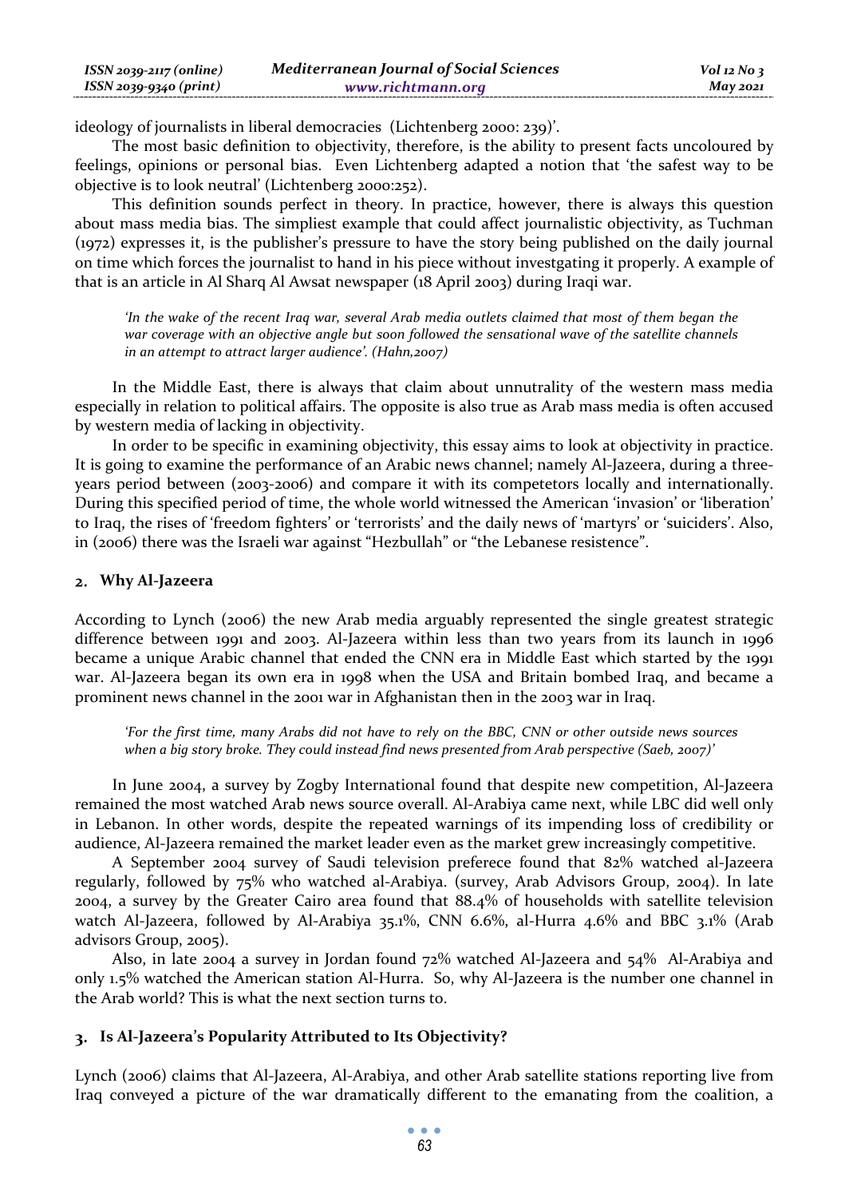ideology of journalists in liberal democracies (Lichtenberg 2000: 239)'.

The most basic definition to objectivity, therefore, is the ability to present facts uncoloured by feelings, opinions or personal bias. Even Lichtenberg adapted a notion that 'the safest way to be objective is to look neutral' (Lichtenberg 2000:252).

This definition sounds perfect in theory. In practice, however, there is always this question about mass media bias. The simpliest example that could affect journalistic objectivity, as Tuchman (1972) expresses it, is the publisher's pressure to have the story being published on the daily journal on time which forces the journalist to hand in his piece without investgating it properly. A example of that is an article in Al Sharq Al Awsat newspaper (18 April 2003) during Iraqi war.

> *'In the wake of the recent Iraq war, several Arab media outlets claimed that most of them began the war coverage with an objective angle but soon followed the sensational wave of the satellite channels in an attempt to attract larger audience'. (Hahn,2007)*

In the Middle East, there is always that claim about unnutrality of the western mass media especially in relation to political affairs. The opposite is also true as Arab mass media is often accused by western media of lacking in objectivity.

In order to be specific in examining objectivity, this essay aims to look at objectivity in practice. It is going to examine the performance of an Arabic news channel; namely Al-Jazeera, during a three-years period between (2003-2006) and compare it with its competetors locally and internationally. During this specified period of time, the whole world witnessed the American 'invasion' or 'liberation' to Iraq, the rises of 'freedom fighters' or 'terrorists' and the daily news of 'martyrs' or 'suiciders'. Also, in (2006) there was the Israeli war against "Hezbullah" or "the Lebanese resistence".

## 2. Why Al-Jazeera

According to Lynch (2006) the new Arab media arguably represented the single greatest strategic difference between 1991 and 2003. Al-Jazeera within less than two years from its launch in 1996 became a unique Arabic channel that ended the CNN era in Middle East which started by the 1991 war. Al-Jazeera began its own era in 1998 when the USA and Britain bombed Iraq, and became a prominent news channel in the 2001 war in Afghanistan then in the 2003 war in Iraq.

> *'For the first time, many Arabs did not have to rely on the BBC, CNN or other outside news sources when a big story broke. They could instead find news presented from Arab perspective (Saeb, 2007)'*

In June 2004, a survey by Zogby International found that despite new competition, Al-Jazeera remained the most watched Arab news source overall. Al-Arabiya came next, while LBC did well only in Lebanon. In other words, despite the repeated warnings of its impending loss of credibility or audience, Al-Jazeera remained the market leader even as the market grew increasingly competitive.

A September 2004 survey of Saudi television preferece found that 82% watched al-Jazeera regularly, followed by 75% who watched al-Arabiya. (survey, Arab Advisors Group, 2004). In late 2004, a survey by the Greater Cairo area found that 88.4% of households with satellite television watch Al-Jazeera, followed by Al-Arabiya 35.1%, CNN 6.6%, al-Hurra 4.6% and BBC 3.1% (Arab advisors Group, 2005).

Also, in late 2004 a survey in Jordan found 72% watched Al-Jazeera and 54% Al-Arabiya and only 1.5% watched the American station Al-Hurra. So, why Al-Jazeera is the number one channel in the Arab world? This is what the next section turns to.

## 3. Is Al-Jazeera's Popularity Attributed to Its Objectivity?

Lynch (2006) claims that Al-Jazeera, Al-Arabiya, and other Arab satellite stations reporting live from Iraq conveyed a picture of the war dramatically different to the emanating from the coalition, a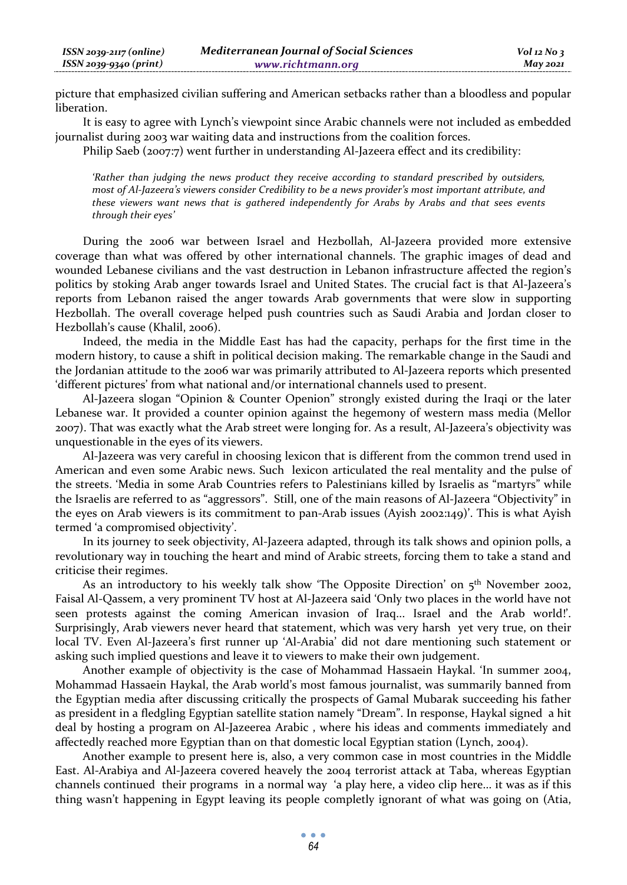picture that emphasized civilian suffering and American setbacks rather than a bloodless and popular liberation.

It is easy to agree with Lynch's viewpoint since Arabic channels were not included as embedded journalist during 2003 war waiting data and instructions from the coalition forces.

Philip Saeb (2007:7) went further in understanding Al-Jazeera effect and its credibility:

> *'Rather than judging the news product they receive according to standard prescribed by outsiders, most of Al-Jazeera's viewers consider Credibility to be a news provider's most important attribute, and these viewers want news that is gathered independently for Arabs by Arabs and that sees events through their eyes'*

During the 2006 war between Israel and Hezbollah, Al-Jazeera provided more extensive coverage than what was offered by other international channels. The graphic images of dead and wounded Lebanese civilians and the vast destruction in Lebanon infrastructure affected the region's politics by stoking Arab anger towards Israel and United States. The crucial fact is that Al-Jazeera's reports from Lebanon raised the anger towards Arab governments that were slow in supporting Hezbollah. The overall coverage helped push countries such as Saudi Arabia and Jordan closer to Hezbollah's cause (Khalil, 2006).

Indeed, the media in the Middle East has had the capacity, perhaps for the first time in the modern history, to cause a shift in political decision making. The remarkable change in the Saudi and the Jordanian attitude to the 2006 war was primarily attributed to Al-Jazeera reports which presented 'different pictures' from what national and/or international channels used to present.

Al-Jazeera slogan "Opinion & Counter Openion" strongly existed during the Iraqi or the later Lebanese war. It provided a counter opinion against the hegemony of western mass media (Mellor 2007). That was exactly what the Arab street were longing for. As a result, Al-Jazeera's objectivity was unquestionable in the eyes of its viewers.

Al-Jazeera was very careful in choosing lexicon that is different from the common trend used in American and even some Arabic news. Such lexicon articulated the real mentality and the pulse of the streets. 'Media in some Arab Countries refers to Palestinians killed by Israelis as "martyrs" while the Israelis are referred to as "aggressors". Still, one of the main reasons of Al-Jazeera "Objectivity" in the eyes on Arab viewers is its commitment to pan-Arab issues (Ayish 2002:149)'. This is what Ayish termed 'a compromised objectivity'.

In its journey to seek objectivity, Al-Jazeera adapted, through its talk shows and opinion polls, a revolutionary way in touching the heart and mind of Arabic streets, forcing them to take a stand and criticise their regimes.

As an introductory to his weekly talk show 'The Opposite Direction' on 5th November 2002, Faisal Al-Qassem, a very prominent TV host at Al-Jazeera said 'Only two places in the world have not seen protests against the coming American invasion of Iraq… Israel and the Arab world!'. Surprisingly, Arab viewers never heard that statement, which was very harsh yet very true, on their local TV. Even Al-Jazeera's first runner up 'Al-Arabia' did not dare mentioning such statement or asking such implied questions and leave it to viewers to make their own judgement.

Another example of objectivity is the case of Mohammad Hassaein Haykal. 'In summer 2004, Mohammad Hassaein Haykal, the Arab world's most famous journalist, was summarily banned from the Egyptian media after discussing critically the prospects of Gamal Mubarak succeeding his father as president in a fledgling Egyptian satellite station namely "Dream". In response, Haykal signed a hit deal by hosting a program on Al-Jazeerea Arabic , where his ideas and comments immediately and affectedly reached more Egyptian than on that domestic local Egyptian station (Lynch, 2004).

Another example to present here is, also, a very common case in most countries in the Middle East. Al-Arabiya and Al-Jazeera covered heavely the 2004 terrorist attack at Taba, whereas Egyptian channels continued their programs in a normal way 'a play here, a video clip here… it was as if this thing wasn't happening in Egypt leaving its people completly ignorant of what was going on (Atia,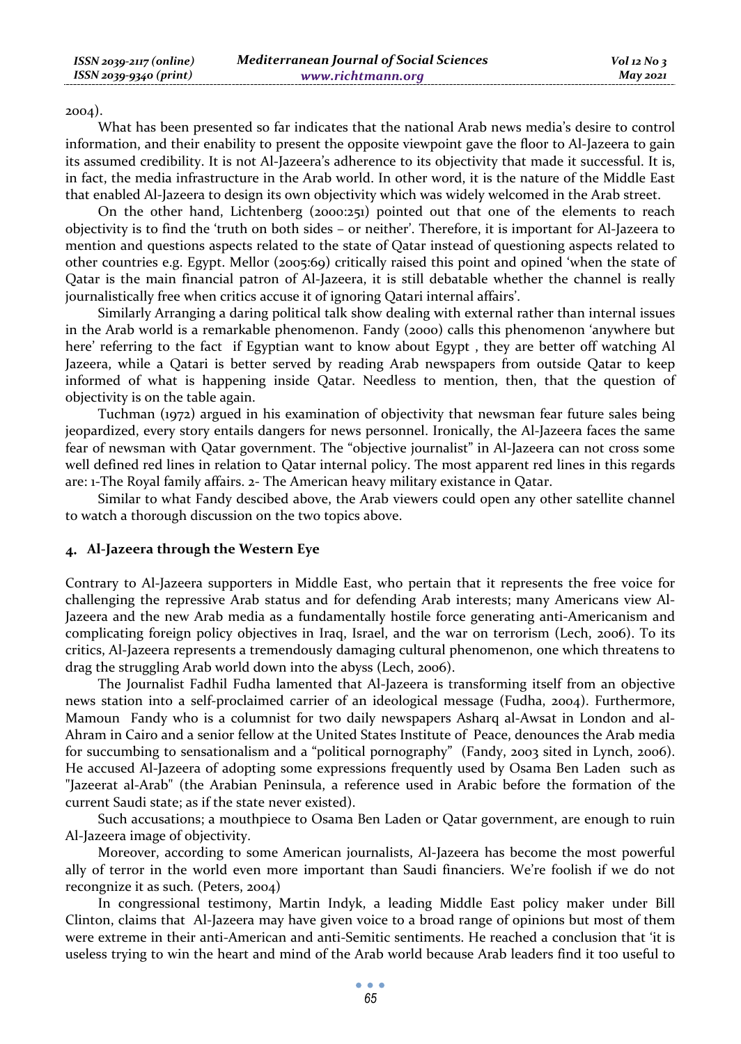2004).

What has been presented so far indicates that the national Arab news media's desire to control information, and their enability to present the opposite viewpoint gave the floor to Al-Jazeera to gain its assumed credibility. It is not Al-Jazeera's adherence to its objectivity that made it successful. It is, in fact, the media infrastructure in the Arab world. In other word, it is the nature of the Middle East that enabled Al-Jazeera to design its own objectivity which was widely welcomed in the Arab street.

On the other hand, Lichtenberg (2000:251) pointed out that one of the elements to reach objectivity is to find the 'truth on both sides – or neither'. Therefore, it is important for Al-Jazeera to mention and questions aspects related to the state of Qatar instead of questioning aspects related to other countries e.g. Egypt. Mellor (2005:69) critically raised this point and opined 'when the state of Qatar is the main financial patron of Al-Jazeera, it is still debatable whether the channel is really journalistically free when critics accuse it of ignoring Qatari internal affairs'.

Similarly Arranging a daring political talk show dealing with external rather than internal issues in the Arab world is a remarkable phenomenon. Fandy (2000) calls this phenomenon 'anywhere but here' referring to the fact if Egyptian want to know about Egypt , they are better off watching Al Jazeera, while a Qatari is better served by reading Arab newspapers from outside Qatar to keep informed of what is happening inside Qatar. Needless to mention, then, that the question of objectivity is on the table again.

Tuchman (1972) argued in his examination of objectivity that newsman fear future sales being jeopardized, every story entails dangers for news personnel. Ironically, the Al-Jazeera faces the same fear of newsman with Qatar government. The "objective journalist" in Al-Jazeera can not cross some well defined red lines in relation to Qatar internal policy. The most apparent red lines in this regards are: 1-The Royal family affairs. 2- The American heavy military existance in Qatar.

Similar to what Fandy descibed above, the Arab viewers could open any other satellite channel to watch a thorough discussion on the two topics above.

## 4. Al-Jazeera through the Western Eye

Contrary to Al-Jazeera supporters in Middle East, who pertain that it represents the free voice for challenging the repressive Arab status and for defending Arab interests; many Americans view Al-Jazeera and the new Arab media as a fundamentally hostile force generating anti-Americanism and complicating foreign policy objectives in Iraq, Israel, and the war on terrorism (Lech, 2006). To its critics, Al-Jazeera represents a tremendously damaging cultural phenomenon, one which threatens to drag the struggling Arab world down into the abyss (Lech, 2006).

The Journalist Fadhil Fudha lamented that Al-Jazeera is transforming itself from an objective news station into a self-proclaimed carrier of an ideological message (Fudha, 2004). Furthermore, Mamoun Fandy who is a columnist for two daily newspapers Asharq al-Awsat in London and al-Ahram in Cairo and a senior fellow at the United States Institute of Peace, denounces the Arab media for succumbing to sensationalism and a "political pornography" (Fandy, 2003 sited in Lynch, 2006). He accused Al-Jazeera of adopting some expressions frequently used by Osama Ben Laden such as "Jazeerat al-Arab" (the Arabian Peninsula, a reference used in Arabic before the formation of the current Saudi state; as if the state never existed).

Such accusations; a mouthpiece to Osama Ben Laden or Qatar government, are enough to ruin Al-Jazeera image of objectivity.

Moreover, according to some American journalists, Al-Jazeera has become the most powerful ally of terror in the world even more important than Saudi financiers. We're foolish if we do not recongnize it as such. (Peters, 2004)

In congressional testimony, Martin Indyk, a leading Middle East policy maker under Bill Clinton, claims that Al-Jazeera may have given voice to a broad range of opinions but most of them were extreme in their anti-American and anti-Semitic sentiments. He reached a conclusion that 'it is useless trying to win the heart and mind of the Arab world because Arab leaders find it too useful to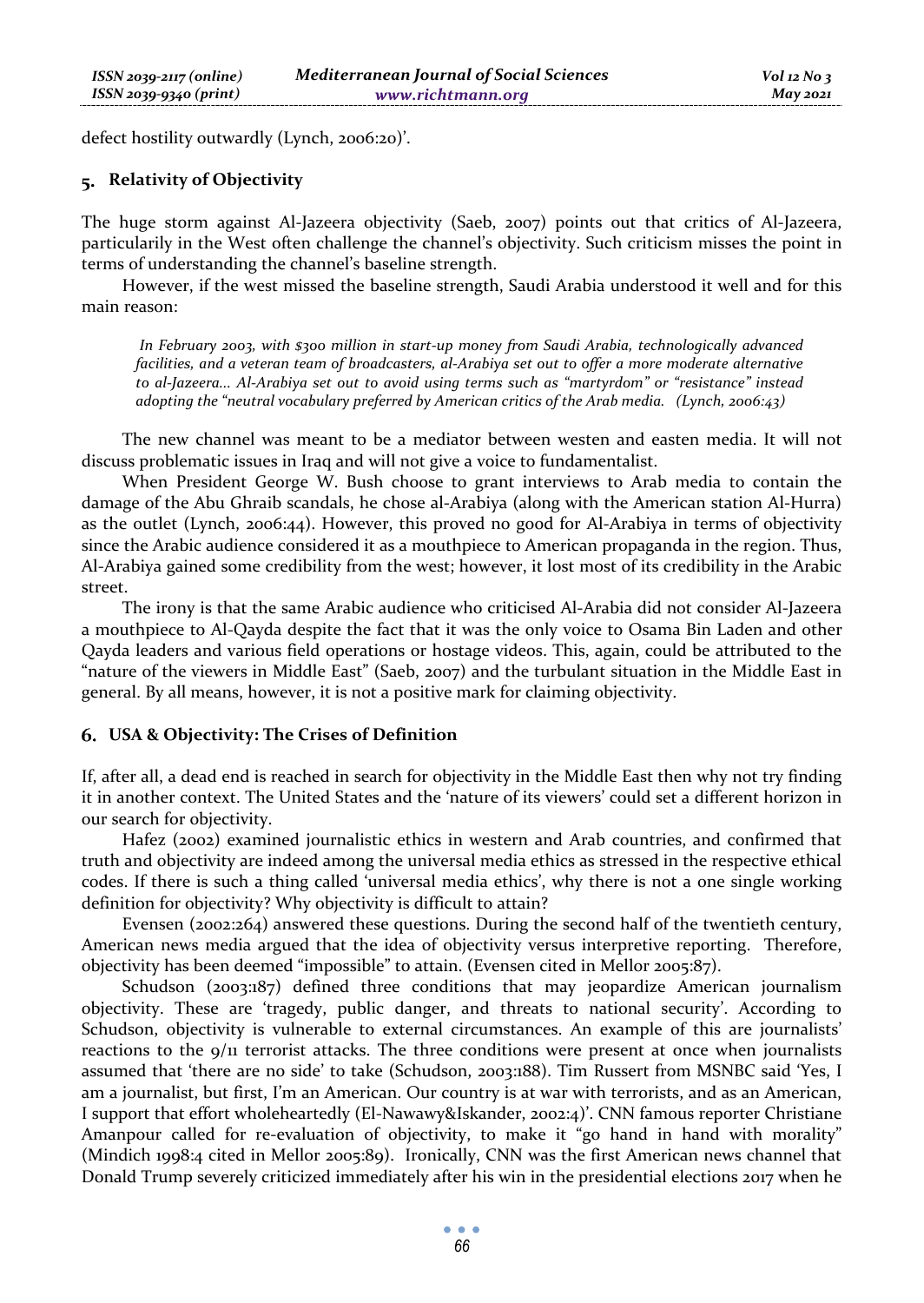defect hostility outwardly (Lynch, 2006:20)'.

## 5. Relativity of Objectivity

The huge storm against Al-Jazeera objectivity (Saeb, 2007) points out that critics of Al-Jazeera, particularily in the West often challenge the channel's objectivity. Such criticism misses the point in terms of understanding the channel's baseline strength.

However, if the west missed the baseline strength, Saudi Arabia understood it well and for this main reason:

> *In February 2003, with $300 million in start-up money from Saudi Arabia, technologically advanced facilities, and a veteran team of broadcasters, al-Arabiya set out to offer a more moderate alternative to al-Jazeera… Al-Arabiya set out to avoid using terms such as "martyrdom" or "resistance" instead adopting the "neutral vocabulary preferred by American critics of the Arab media. (Lynch, 2006:43)*

The new channel was meant to be a mediator between westen and easten media. It will not discuss problematic issues in Iraq and will not give a voice to fundamentalist.

When President George W. Bush choose to grant interviews to Arab media to contain the damage of the Abu Ghraib scandals, he chose al-Arabiya (along with the American station Al-Hurra) as the outlet (Lynch, 2006:44). However, this proved no good for Al-Arabiya in terms of objectivity since the Arabic audience considered it as a mouthpiece to American propaganda in the region. Thus, Al-Arabiya gained some credibility from the west; however, it lost most of its credibility in the Arabic street.

The irony is that the same Arabic audience who criticised Al-Arabia did not consider Al-Jazeera a mouthpiece to Al-Qayda despite the fact that it was the only voice to Osama Bin Laden and other Qayda leaders and various field operations or hostage videos. This, again, could be attributed to the "nature of the viewers in Middle East" (Saeb, 2007) and the turbulant situation in the Middle East in general. By all means, however, it is not a positive mark for claiming objectivity.

## 6. USA & Objectivity: The Crises of Definition

If, after all, a dead end is reached in search for objectivity in the Middle East then why not try finding it in another context. The United States and the 'nature of its viewers' could set a different horizon in our search for objectivity.

Hafez (2002) examined journalistic ethics in western and Arab countries, and confirmed that truth and objectivity are indeed among the universal media ethics as stressed in the respective ethical codes. If there is such a thing called 'universal media ethics', why there is not a one single working definition for objectivity? Why objectivity is difficult to attain?

Evensen (2002:264) answered these questions. During the second half of the twentieth century, American news media argued that the idea of objectivity versus interpretive reporting. Therefore, objectivity has been deemed "impossible" to attain. (Evensen cited in Mellor 2005:87).

Schudson (2003:187) defined three conditions that may jeopardize American journalism objectivity. These are 'tragedy, public danger, and threats to national security'. According to Schudson, objectivity is vulnerable to external circumstances. An example of this are journalists' reactions to the 9/11 terrorist attacks. The three conditions were present at once when journalists assumed that 'there are no side' to take (Schudson, 2003:188). Tim Russert from MSNBC said 'Yes, I am a journalist, but first, I'm an American. Our country is at war with terrorists, and as an American, I support that effort wholeheartedly (El-Nawawy&Iskander, 2002:4)'. CNN famous reporter Christiane Amanpour called for re-evaluation of objectivity, to make it "go hand in hand with morality" (Mindich 1998:4 cited in Mellor 2005:89). Ironically, CNN was the first American news channel that Donald Trump severely criticized immediately after his win in the presidential elections 2017 when he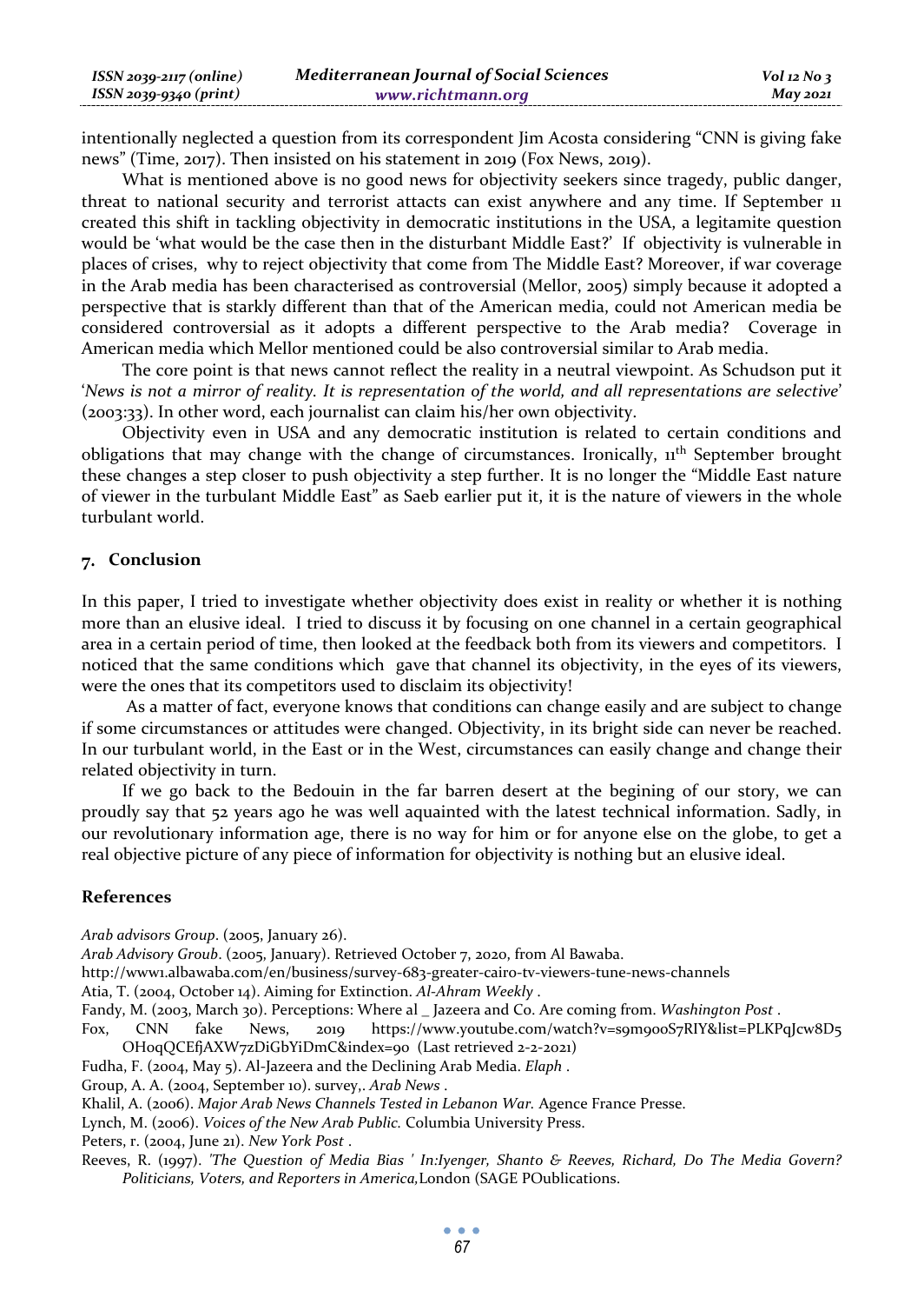intentionally neglected a question from its correspondent Jim Acosta considering "CNN is giving fake news" (Time, 2017). Then insisted on his statement in 2019 (Fox News, 2019).

What is mentioned above is no good news for objectivity seekers since tragedy, public danger, threat to national security and terrorist attacts can exist anywhere and any time. If September 11 created this shift in tackling objectivity in democratic institutions in the USA, a legitamite question would be 'what would be the case then in the disturbant Middle East?' If objectivity is vulnerable in places of crises, why to reject objectivity that come from The Middle East? Moreover, if war coverage in the Arab media has been characterised as controversial (Mellor, 2005) simply because it adopted a perspective that is starkly different than that of the American media, could not American media be considered controversial as it adopts a different perspective to the Arab media? Coverage in American media which Mellor mentioned could be also controversial similar to Arab media.

The core point is that news cannot reflect the reality in a neutral viewpoint. As Schudson put it '*News is not a mirror of reality. It is representation of the world, and all representations are selective*' (2003:33). In other word, each journalist can claim his/her own objectivity.

Objectivity even in USA and any democratic institution is related to certain conditions and obligations that may change with the change of circumstances. Ironically, 11th September brought these changes a step closer to push objectivity a step further. It is no longer the "Middle East nature of viewer in the turbulant Middle East" as Saeb earlier put it, it is the nature of viewers in the whole turbulant world.

## 7. Conclusion

In this paper, I tried to investigate whether objectivity does exist in reality or whether it is nothing more than an elusive ideal. I tried to discuss it by focusing on one channel in a certain geographical area in a certain period of time, then looked at the feedback both from its viewers and competitors. I noticed that the same conditions which gave that channel its objectivity, in the eyes of its viewers, were the ones that its competitors used to disclaim its objectivity!

As a matter of fact, everyone knows that conditions can change easily and are subject to change if some circumstances or attitudes were changed. Objectivity, in its bright side can never be reached. In our turbulant world, in the East or in the West, circumstances can easily change and change their related objectivity in turn.

If we go back to the Bedouin in the far barren desert at the begining of our story, we can proudly say that 52 years ago he was well aquainted with the latest technical information. Sadly, in our revolutionary information age, there is no way for him or for anyone else on the globe, to get a real objective picture of any piece of information for objectivity is nothing but an elusive ideal.

## References

*Arab advisors Group*. (2005, January 26).

*Arab Advisory Groub*. (2005, January). Retrieved October 7, 2020, from Al Bawaba.

http://www1.albawaba.com/en/business/survey-683-greater-cairo-tv-viewers-tune-news-channels

Atia, T. (2004, October 14). Aiming for Extinction. *Al-Ahram Weekly* .

Fandy, M. (2003, March 30). Perceptions: Where al _ Jazeera and Co. Are coming from. *Washington Post* .

Fox, CNN fake News, 2019 https://www.youtube.com/watch?v=s9m900S7RIY&list=PLKPqJcw8D5OH0qQCEfjAXW7zDiGbYiDmC&index=90 (Last retrieved 2-2-2021)

Fudha, F. (2004, May 5). Al-Jazeera and the Declining Arab Media. *Elaph* .

Group, A. A. (2004, September 10). survey,. *Arab News* .

Khalil, A. (2006). *Major Arab News Channels Tested in Lebanon War.* Agence France Presse.

Lynch, M. (2006). *Voices of the New Arab Public.* Columbia University Press.

Peters, r. (2004, June 21). *New York Post* .

Reeves, R. (1997). *'The Question of Media Bias ' In:Iyenger, Shanto & Reeves, Richard, Do The Media Govern? Politicians, Voters, and Reporters in America,*London (SAGE POublications.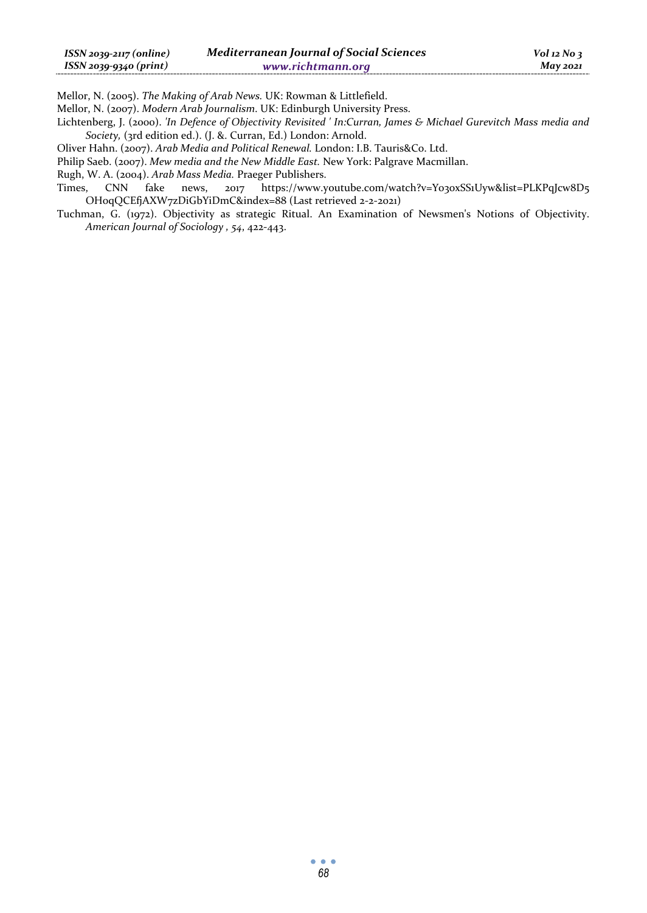Mellor, N. (2005). *The Making of Arab News.* UK: Rowman & Littlefield.

Mellor, N. (2007). *Modern Arab Journalism*. UK: Edinburgh University Press.

Lichtenberg, J. (2000). *'In Defence of Objectivity Revisited ' In:Curran, James & Michael Gurevitch Mass media and Society,* (3rd edition ed.). (J. &. Curran, Ed.) London: Arnold.

Oliver Hahn. (2007). *Arab Media and Political Renewal.* London: I.B. Tauris&Co. Ltd.

Philip Saeb. (2007). *Mew media and the New Middle East.* New York: Palgrave Macmillan.

Rugh, W. A. (2004). *Arab Mass Media.* Praeger Publishers.

Times, CNN fake news, 2017 https://www.youtube.com/watch?v=Y030xSS1Uyw&list=PLKPqJcw8D5OHoqQCEfjAXW7zDiGbYiDmC&index=88 (Last retrieved 2-2-2021)

Tuchman, G. (1972). Objectivity as strategic Ritual. An Examination of Newsmen's Notions of Objectivity. *American Journal of Sociology , 54*, 422-443.